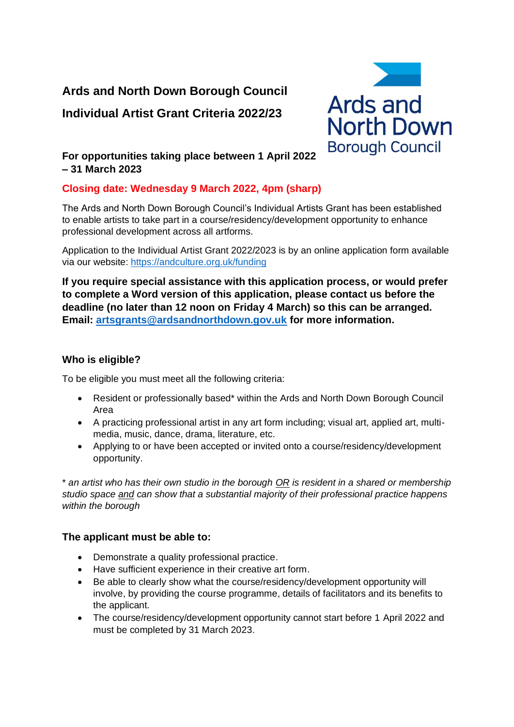# Ards and North Down Borough Council

# Individual Artist Grant Criteria 2022/23

**For opportunities taking place between 1 April 2022 – 31 March 2023**

**Closing date: Wednesday 9 March 2022, 4pm (sharp)**

The Ards and North Down Borough Council's Individual Artists Grant has been established to enable artists to take part in a course/residency/development opportunity to enhance professional development across all artforms.

Application to the Individual Artist Grant 2022/2023 is by an online application form available via our website: [https://andculture.org.uk/funding](https://andculture.org.uk/funding)

**If you require special assistance with this application process, or would prefer to complete a Word version of this application, please contact us before the deadline (no later than 12 noon on Friday 4 March) so this can be arranged. Email: [artsgrants@ardsandnorthdown.gov.uk](mailto:artsgrants@ardsandnorthdown.gov.uk) for more information.**

## Who is eligible?

To be eligible you must meet all the following criteria:

- Resident or professionally based* within the Ards and North Down Borough Council Area
- A practicing professional artist in any art form including; visual art, applied art, multi-media, music, dance, drama, literature, etc.
- Applying to or have been accepted or invited onto a course/residency/development opportunity.

*\* an artist who has their own studio in the borough OR is resident in a shared or membership studio space and can show that a substantial majority of their professional practice happens within the borough*

## The applicant must be able to:

- Demonstrate a quality professional practice.
- Have sufficient experience in their creative art form.
- Be able to clearly show what the course/residency/development opportunity will involve, by providing the course programme, details of facilitators and its benefits to the applicant.
- The course/residency/development opportunity cannot start before 1 April 2022 and must be completed by 31 March 2023.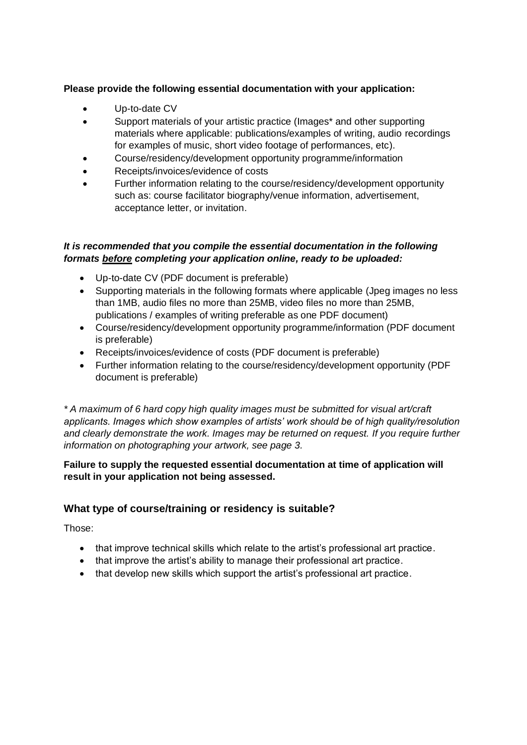**Please provide the following essential documentation with your application:**

- Up-to-date CV
- Support materials of your artistic practice (Images* and other supporting materials where applicable: publications/examples of writing, audio recordings for examples of music, short video footage of performances, etc).
- Course/residency/development opportunity programme/information
- Receipts/invoices/evidence of costs
- Further information relating to the course/residency/development opportunity such as: course facilitator biography/venue information, advertisement, acceptance letter, or invitation.

***It is recommended that you compile the essential documentation in the following formats <u>before</u> completing your application online, ready to be uploaded:***

- Up-to-date CV (PDF document is preferable)
- Supporting materials in the following formats where applicable (Jpeg images no less than 1MB, audio files no more than 25MB, video files no more than 25MB, publications / examples of writing preferable as one PDF document)
- Course/residency/development opportunity programme/information (PDF document is preferable)
- Receipts/invoices/evidence of costs (PDF document is preferable)
- Further information relating to the course/residency/development opportunity (PDF document is preferable)

*\* A maximum of 6 hard copy high quality images must be submitted for visual art/craft applicants. Images which show examples of artists' work should be of high quality/resolution and clearly demonstrate the work. Images may be returned on request. If you require further information on photographing your artwork, see page 3.*

**Failure to supply the requested essential documentation at time of application will result in your application not being assessed.**

## What type of course/training or residency is suitable?

Those:

- that improve technical skills which relate to the artist's professional art practice.
- that improve the artist's ability to manage their professional art practice.
- that develop new skills which support the artist's professional art practice.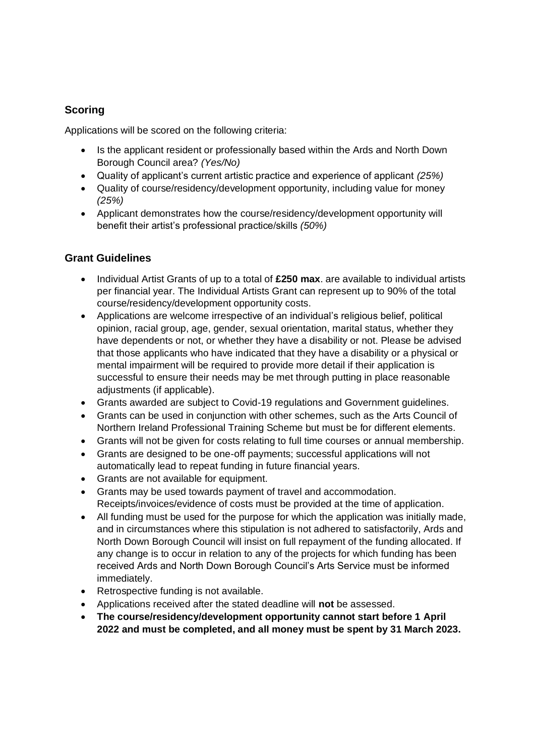## Scoring

Applications will be scored on the following criteria:

- Is the applicant resident or professionally based within the Ards and North Down Borough Council area? *(Yes/No)*
- Quality of applicant's current artistic practice and experience of applicant *(25%)*
- Quality of course/residency/development opportunity, including value for money *(25%)*
- Applicant demonstrates how the course/residency/development opportunity will benefit their artist's professional practice/skills *(50%)*

## Grant Guidelines

- Individual Artist Grants of up to a total of **£250 max**. are available to individual artists per financial year. The Individual Artists Grant can represent up to 90% of the total course/residency/development opportunity costs.
- Applications are welcome irrespective of an individual's religious belief, political opinion, racial group, age, gender, sexual orientation, marital status, whether they have dependents or not, or whether they have a disability or not. Please be advised that those applicants who have indicated that they have a disability or a physical or mental impairment will be required to provide more detail if their application is successful to ensure their needs may be met through putting in place reasonable adjustments (if applicable).
- Grants awarded are subject to Covid-19 regulations and Government guidelines.
- Grants can be used in conjunction with other schemes, such as the Arts Council of Northern Ireland Professional Training Scheme but must be for different elements.
- Grants will not be given for costs relating to full time courses or annual membership.
- Grants are designed to be one-off payments; successful applications will not automatically lead to repeat funding in future financial years.
- Grants are not available for equipment.
- Grants may be used towards payment of travel and accommodation. Receipts/invoices/evidence of costs must be provided at the time of application.
- All funding must be used for the purpose for which the application was initially made, and in circumstances where this stipulation is not adhered to satisfactorily, Ards and North Down Borough Council will insist on full repayment of the funding allocated. If any change is to occur in relation to any of the projects for which funding has been received Ards and North Down Borough Council's Arts Service must be informed immediately.
- Retrospective funding is not available.
- Applications received after the stated deadline will **not** be assessed.
- **The course/residency/development opportunity cannot start before 1 April 2022 and must be completed, and all money must be spent by 31 March 2023.**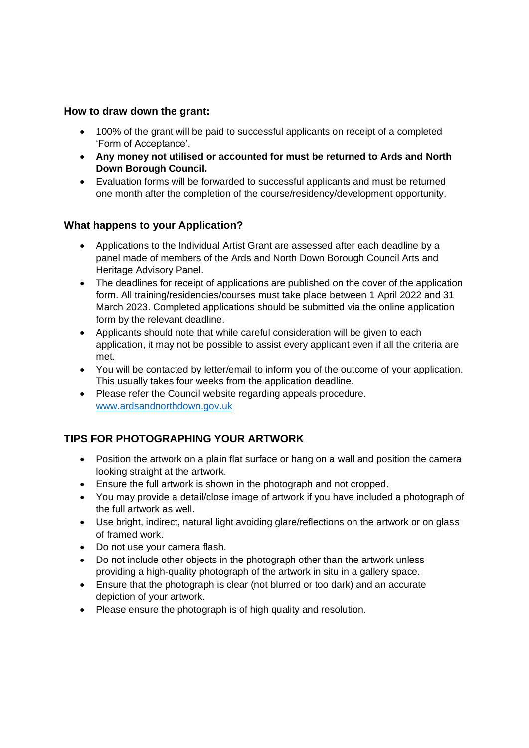### How to draw down the grant:

- 100% of the grant will be paid to successful applicants on receipt of a completed 'Form of Acceptance'.
- **Any money not utilised or accounted for must be returned to Ards and North Down Borough Council.**
- Evaluation forms will be forwarded to successful applicants and must be returned one month after the completion of the course/residency/development opportunity.

### What happens to your Application?

- Applications to the Individual Artist Grant are assessed after each deadline by a panel made of members of the Ards and North Down Borough Council Arts and Heritage Advisory Panel.
- The deadlines for receipt of applications are published on the cover of the application form. All training/residencies/courses must take place between 1 April 2022 and 31 March 2023. Completed applications should be submitted via the online application form by the relevant deadline.
- Applicants should note that while careful consideration will be given to each application, it may not be possible to assist every applicant even if all the criteria are met.
- You will be contacted by letter/email to inform you of the outcome of your application. This usually takes four weeks from the application deadline.
- Please refer the Council website regarding appeals procedure. [www.ardsandnorthdown.gov.uk](http://www.ardsandnorthdown.gov.uk)

### TIPS FOR PHOTOGRAPHING YOUR ARTWORK

- Position the artwork on a plain flat surface or hang on a wall and position the camera looking straight at the artwork.
- Ensure the full artwork is shown in the photograph and not cropped.
- You may provide a detail/close image of artwork if you have included a photograph of the full artwork as well.
- Use bright, indirect, natural light avoiding glare/reflections on the artwork or on glass of framed work.
- Do not use your camera flash.
- Do not include other objects in the photograph other than the artwork unless providing a high-quality photograph of the artwork in situ in a gallery space.
- Ensure that the photograph is clear (not blurred or too dark) and an accurate depiction of your artwork.
- Please ensure the photograph is of high quality and resolution.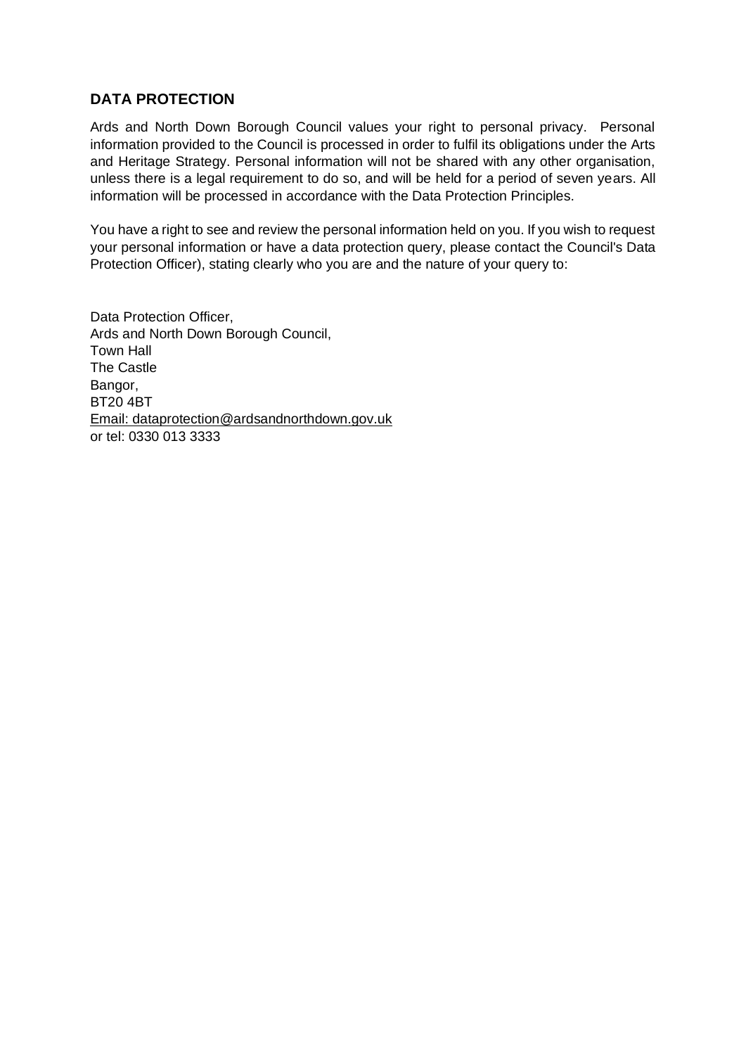## DATA PROTECTION

Ards and North Down Borough Council values your right to personal privacy. Personal information provided to the Council is processed in order to fulfil its obligations under the Arts and Heritage Strategy. Personal information will not be shared with any other organisation, unless there is a legal requirement to do so, and will be held for a period of seven years. All information will be processed in accordance with the Data Protection Principles.

You have a right to see and review the personal information held on you. If you wish to request your personal information or have a data protection query, please contact the Council's Data Protection Officer), stating clearly who you are and the nature of your query to:

Data Protection Officer,
Ards and North Down Borough Council,
Town Hall
The Castle
Bangor,
BT20 4BT
Email: dataprotection@ardsandnorthdown.gov.uk
or tel: 0330 013 3333